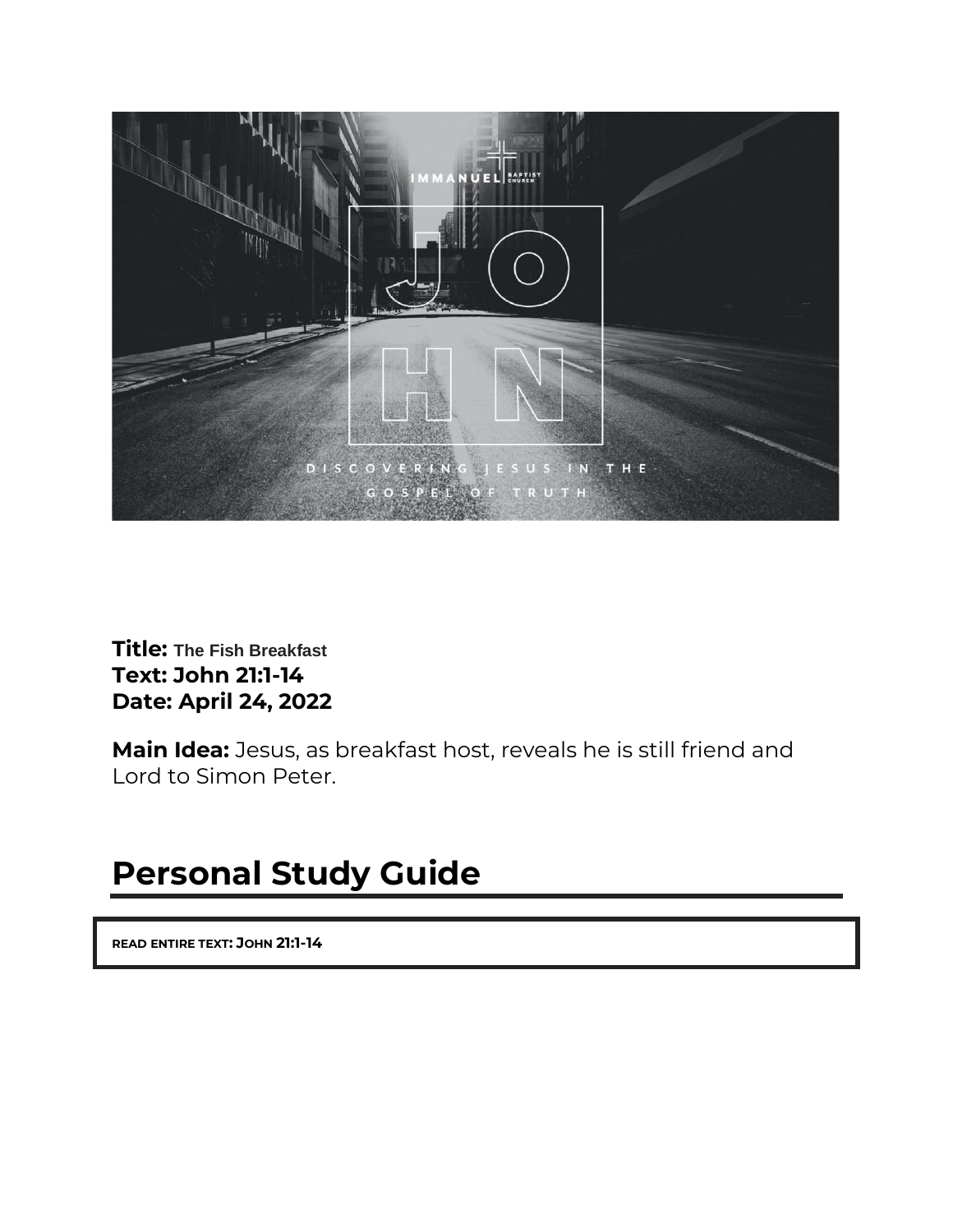**Title:** The Fish Breakfast
**Text: John 21:1-14**
**Date: April 24, 2022**

**Main Idea:** Jesus, as breakfast host, reveals he is still friend and Lord to Simon Peter.

# Personal Study Guide

**READ ENTIRE TEXT: JOHN 21:1-14**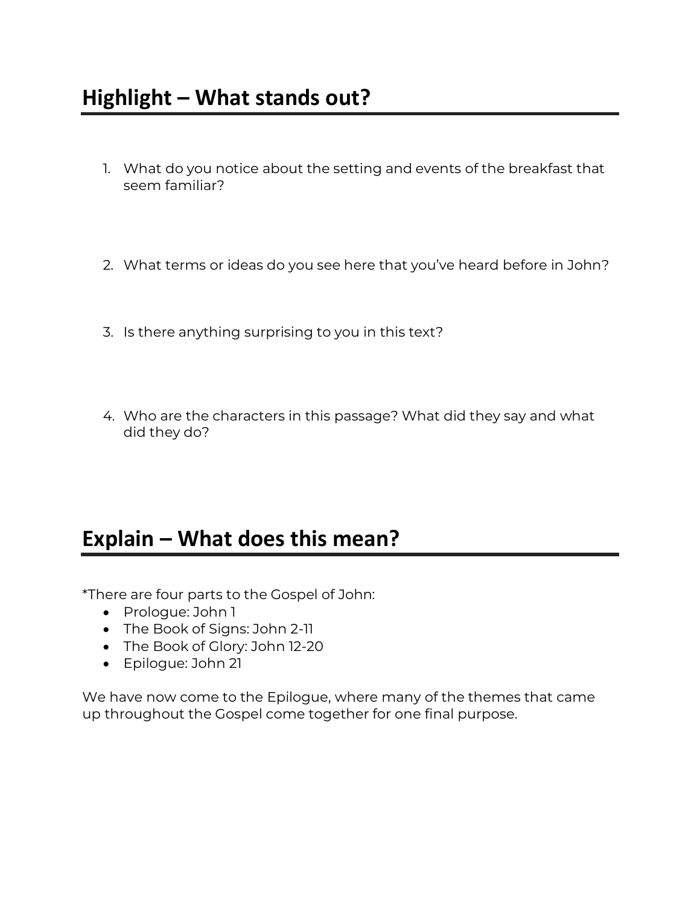## Highlight – What stands out?

1. What do you notice about the setting and events of the breakfast that seem familiar?

2. What terms or ideas do you see here that you've heard before in John?

3. Is there anything surprising to you in this text?

4. Who are the characters in this passage? What did they say and what did they do?

## Explain – What does this mean?

*There are four parts to the Gospel of John:

- Prologue: John 1
- The Book of Signs: John 2-11
- The Book of Glory: John 12-20
- Epilogue: John 21

We have now come to the Epilogue, where many of the themes that came up throughout the Gospel come together for one final purpose.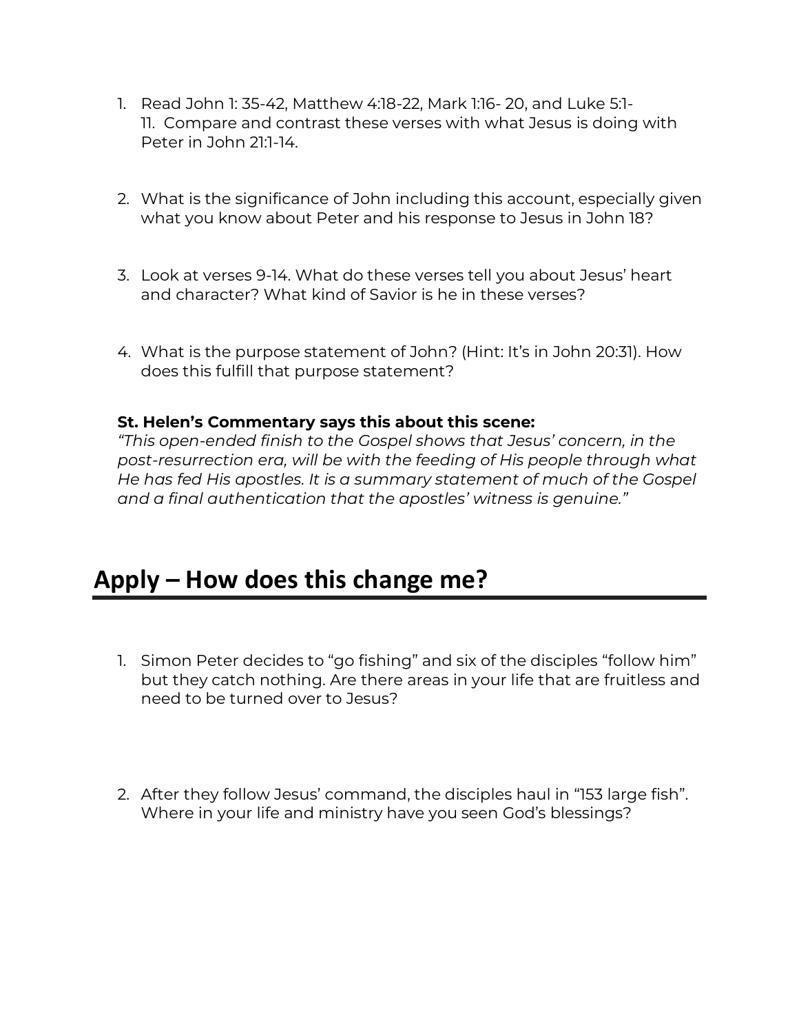1. Read John 1: 35-42, Matthew 4:18-22, Mark 1:16- 20, and Luke 5:1-11. Compare and contrast these verses with what Jesus is doing with Peter in John 21:1-14.

2. What is the significance of John including this account, especially given what you know about Peter and his response to Jesus in John 18?

3. Look at verses 9-14. What do these verses tell you about Jesus' heart and character? What kind of Savior is he in these verses?

4. What is the purpose statement of John? (Hint: It's in John 20:31). How does this fulfill that purpose statement?

**St. Helen's Commentary says this about this scene:**
*"This open-ended finish to the Gospel shows that Jesus' concern, in the post-resurrection era, will be with the feeding of His people through what He has fed His apostles. It is a summary statement of much of the Gospel and a final authentication that the apostles' witness is genuine."*

## Apply – How does this change me?

1. Simon Peter decides to "go fishing" and six of the disciples "follow him" but they catch nothing. Are there areas in your life that are fruitless and need to be turned over to Jesus?

2. After they follow Jesus' command, the disciples haul in "153 large fish". Where in your life and ministry have you seen God's blessings?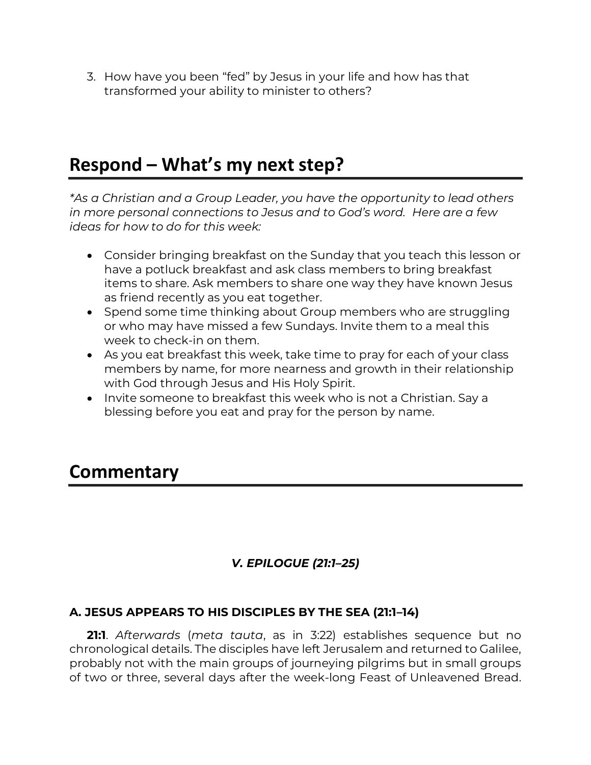3. How have you been "fed" by Jesus in your life and how has that transformed your ability to minister to others?

## Respond – What's my next step?

*\*As a Christian and a Group Leader, you have the opportunity to lead others in more personal connections to Jesus and to God's word. Here are a few ideas for how to do for this week:*

- Consider bringing breakfast on the Sunday that you teach this lesson or have a potluck breakfast and ask class members to bring breakfast items to share. Ask members to share one way they have known Jesus as friend recently as you eat together.
- Spend some time thinking about Group members who are struggling or who may have missed a few Sundays. Invite them to a meal this week to check-in on them.
- As you eat breakfast this week, take time to pray for each of your class members by name, for more nearness and growth in their relationship with God through Jesus and His Holy Spirit.
- Invite someone to breakfast this week who is not a Christian. Say a blessing before you eat and pray for the person by name.

## Commentary

### *V. EPILOGUE (21:1–25)*

#### A. JESUS APPEARS TO HIS DISCIPLES BY THE SEA (21:1–14)

**21:1**. *Afterwards* (*meta tauta*, as in 3:22) establishes sequence but no chronological details. The disciples have left Jerusalem and returned to Galilee, probably not with the main groups of journeying pilgrims but in small groups of two or three, several days after the week-long Feast of Unleavened Bread.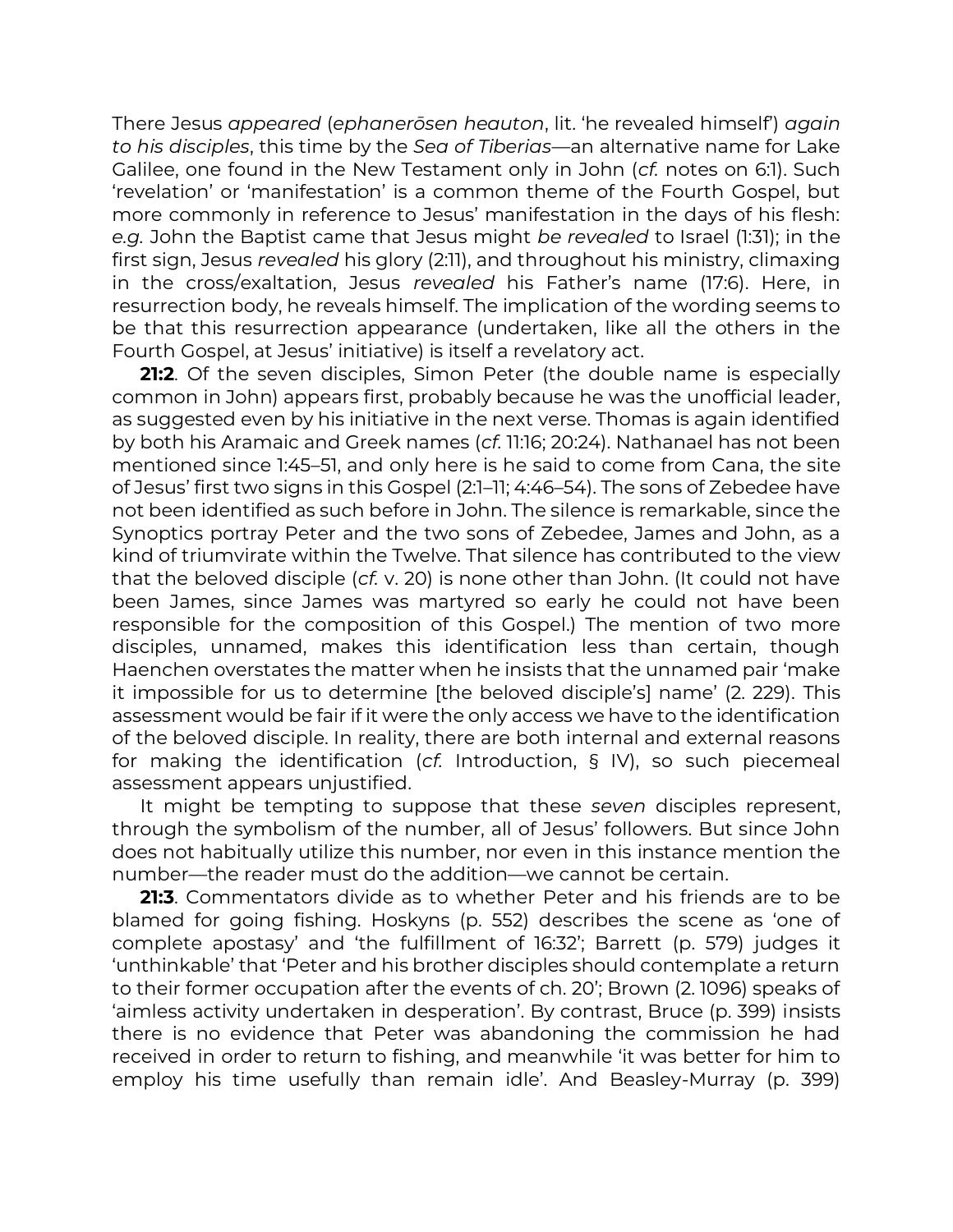There Jesus *appeared* (*ephanerōsen heauton*, lit. 'he revealed himself') *again to his disciples*, this time by the *Sea of Tiberias*—an alternative name for Lake Galilee, one found in the New Testament only in John (*cf.* notes on 6:1). Such 'revelation' or 'manifestation' is a common theme of the Fourth Gospel, but more commonly in reference to Jesus' manifestation in the days of his flesh: *e.g.* John the Baptist came that Jesus might *be revealed* to Israel (1:31); in the first sign, Jesus *revealed* his glory (2:11), and throughout his ministry, climaxing in the cross/exaltation, Jesus *revealed* his Father's name (17:6). Here, in resurrection body, he reveals himself. The implication of the wording seems to be that this resurrection appearance (undertaken, like all the others in the Fourth Gospel, at Jesus' initiative) is itself a revelatory act.

**21:2**. Of the seven disciples, Simon Peter (the double name is especially common in John) appears first, probably because he was the unofficial leader, as suggested even by his initiative in the next verse. Thomas is again identified by both his Aramaic and Greek names (*cf.* 11:16; 20:24). Nathanael has not been mentioned since 1:45–51, and only here is he said to come from Cana, the site of Jesus' first two signs in this Gospel (2:1–11; 4:46–54). The sons of Zebedee have not been identified as such before in John. The silence is remarkable, since the Synoptics portray Peter and the two sons of Zebedee, James and John, as a kind of triumvirate within the Twelve. That silence has contributed to the view that the beloved disciple (*cf.* v. 20) is none other than John. (It could not have been James, since James was martyred so early he could not have been responsible for the composition of this Gospel.) The mention of two more disciples, unnamed, makes this identification less than certain, though Haenchen overstates the matter when he insists that the unnamed pair 'make it impossible for us to determine [the beloved disciple's] name' (2. 229). This assessment would be fair if it were the only access we have to the identification of the beloved disciple. In reality, there are both internal and external reasons for making the identification (*cf.* Introduction, § IV), so such piecemeal assessment appears unjustified.

It might be tempting to suppose that these *seven* disciples represent, through the symbolism of the number, all of Jesus' followers. But since John does not habitually utilize this number, nor even in this instance mention the number—the reader must do the addition—we cannot be certain.

**21:3**. Commentators divide as to whether Peter and his friends are to be blamed for going fishing. Hoskyns (p. 552) describes the scene as 'one of complete apostasy' and 'the fulfillment of 16:32'; Barrett (p. 579) judges it 'unthinkable' that 'Peter and his brother disciples should contemplate a return to their former occupation after the events of ch. 20'; Brown (2. 1096) speaks of 'aimless activity undertaken in desperation'. By contrast, Bruce (p. 399) insists there is no evidence that Peter was abandoning the commission he had received in order to return to fishing, and meanwhile 'it was better for him to employ his time usefully than remain idle'. And Beasley-Murray (p. 399)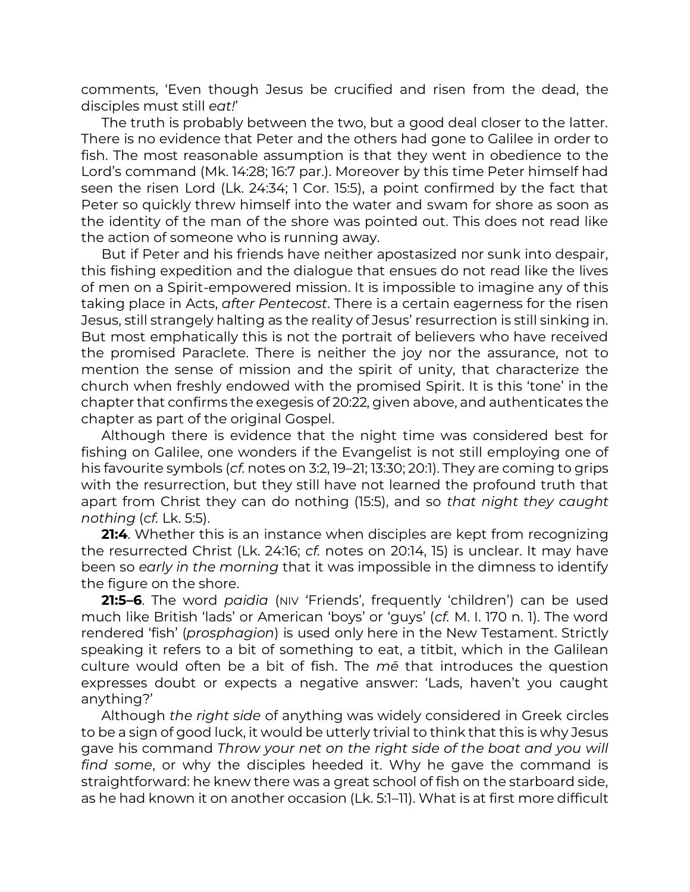comments, 'Even though Jesus be crucified and risen from the dead, the disciples must still *eat!*'

The truth is probably between the two, but a good deal closer to the latter. There is no evidence that Peter and the others had gone to Galilee in order to fish. The most reasonable assumption is that they went in obedience to the Lord's command (Mk. 14:28; 16:7 par.). Moreover by this time Peter himself had seen the risen Lord (Lk. 24:34; 1 Cor. 15:5), a point confirmed by the fact that Peter so quickly threw himself into the water and swam for shore as soon as the identity of the man of the shore was pointed out. This does not read like the action of someone who is running away.

But if Peter and his friends have neither apostasized nor sunk into despair, this fishing expedition and the dialogue that ensues do not read like the lives of men on a Spirit-empowered mission. It is impossible to imagine any of this taking place in Acts, *after Pentecost*. There is a certain eagerness for the risen Jesus, still strangely halting as the reality of Jesus' resurrection is still sinking in. But most emphatically this is not the portrait of believers who have received the promised Paraclete. There is neither the joy nor the assurance, not to mention the sense of mission and the spirit of unity, that characterize the church when freshly endowed with the promised Spirit. It is this 'tone' in the chapter that confirms the exegesis of 20:22, given above, and authenticates the chapter as part of the original Gospel.

Although there is evidence that the night time was considered best for fishing on Galilee, one wonders if the Evangelist is not still employing one of his favourite symbols (*cf.* notes on 3:2, 19–21; 13:30; 20:1). They are coming to grips with the resurrection, but they still have not learned the profound truth that apart from Christ they can do nothing (15:5), and so *that night they caught nothing* (*cf.* Lk. 5:5).

**21:4**. Whether this is an instance when disciples are kept from recognizing the resurrected Christ (Lk. 24:16; *cf.* notes on 20:14, 15) is unclear. It may have been so *early in the morning* that it was impossible in the dimness to identify the figure on the shore.

**21:5–6**. The word *paidia* (NIV 'Friends', frequently 'children') can be used much like British 'lads' or American 'boys' or 'guys' (*cf.* M. I. 170 n. 1). The word rendered 'fish' (*prosphagion*) is used only here in the New Testament. Strictly speaking it refers to a bit of something to eat, a titbit, which in the Galilean culture would often be a bit of fish. The *mē* that introduces the question expresses doubt or expects a negative answer: 'Lads, haven't you caught anything?'

Although *the right side* of anything was widely considered in Greek circles to be a sign of good luck, it would be utterly trivial to think that this is why Jesus gave his command *Throw your net on the right side of the boat and you will find some*, or why the disciples heeded it. Why he gave the command is straightforward: he knew there was a great school of fish on the starboard side, as he had known it on another occasion (Lk. 5:1–11). What is at first more difficult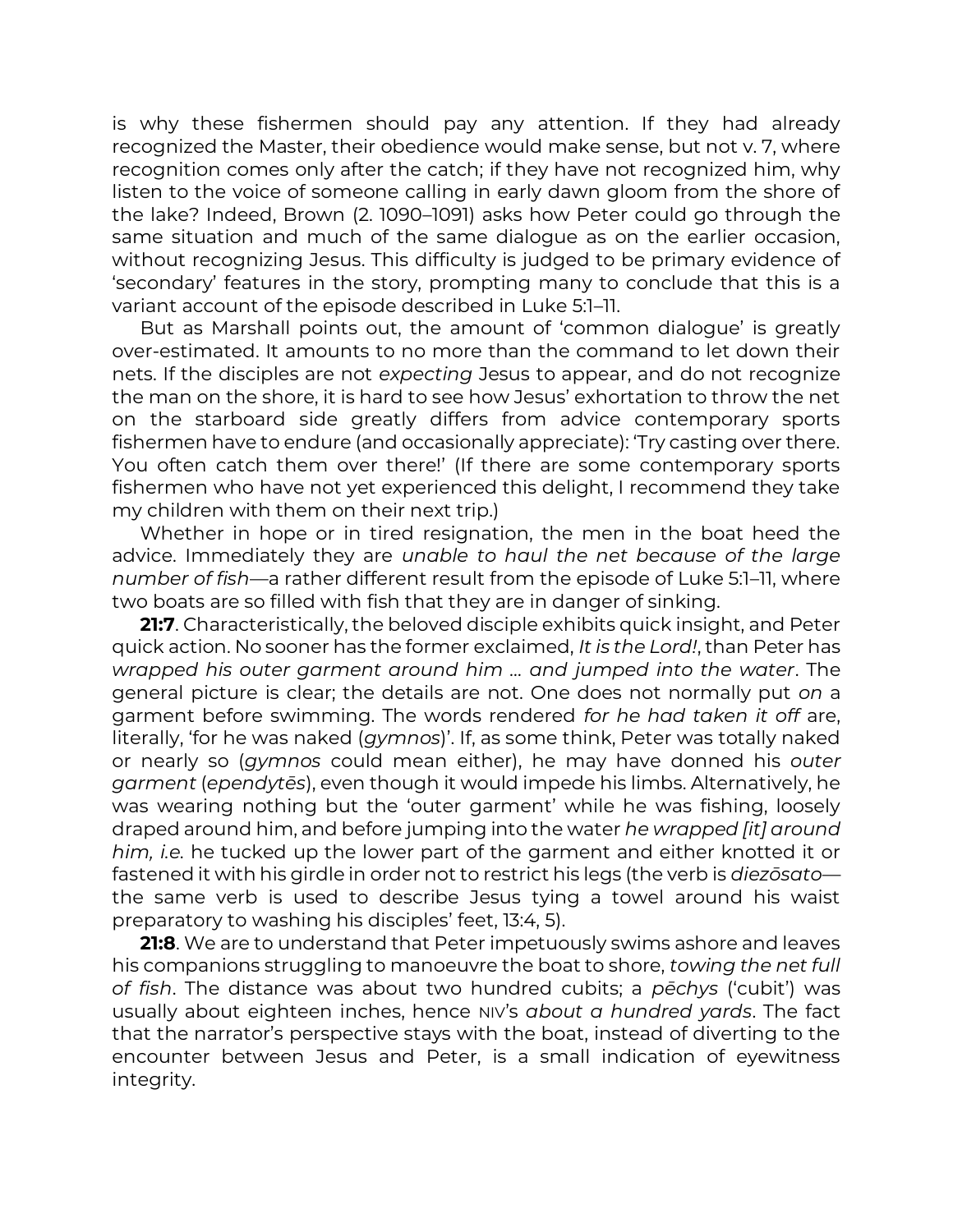is why these fishermen should pay any attention. If they had already recognized the Master, their obedience would make sense, but not v. 7, where recognition comes only after the catch; if they have not recognized him, why listen to the voice of someone calling in early dawn gloom from the shore of the lake? Indeed, Brown (2. 1090–1091) asks how Peter could go through the same situation and much of the same dialogue as on the earlier occasion, without recognizing Jesus. This difficulty is judged to be primary evidence of 'secondary' features in the story, prompting many to conclude that this is a variant account of the episode described in Luke 5:1–11.

But as Marshall points out, the amount of 'common dialogue' is greatly over-estimated. It amounts to no more than the command to let down their nets. If the disciples are not *expecting* Jesus to appear, and do not recognize the man on the shore, it is hard to see how Jesus' exhortation to throw the net on the starboard side greatly differs from advice contemporary sports fishermen have to endure (and occasionally appreciate): 'Try casting over there. You often catch them over there!' (If there are some contemporary sports fishermen who have not yet experienced this delight, I recommend they take my children with them on their next trip.)

Whether in hope or in tired resignation, the men in the boat heed the advice. Immediately they are *unable to haul the net because of the large number of fish*—a rather different result from the episode of Luke 5:1–11, where two boats are so filled with fish that they are in danger of sinking.

**21:7**. Characteristically, the beloved disciple exhibits quick insight, and Peter quick action. No sooner has the former exclaimed, *It is the Lord!*, than Peter has *wrapped his outer garment around him … and jumped into the water*. The general picture is clear; the details are not. One does not normally put *on* a garment before swimming. The words rendered *for he had taken it off* are, literally, 'for he was naked (*gymnos*)'. If, as some think, Peter was totally naked or nearly so (*gymnos* could mean either), he may have donned his *outer garment* (*ependytēs*), even though it would impede his limbs. Alternatively, he was wearing nothing but the 'outer garment' while he was fishing, loosely draped around him, and before jumping into the water *he wrapped [it] around him, i.e.* he tucked up the lower part of the garment and either knotted it or fastened it with his girdle in order not to restrict his legs (the verb is *diezōsato*—the same verb is used to describe Jesus tying a towel around his waist preparatory to washing his disciples' feet, 13:4, 5).

**21:8**. We are to understand that Peter impetuously swims ashore and leaves his companions struggling to manoeuvre the boat to shore, *towing the net full of fish*. The distance was about two hundred cubits; a *pēchys* ('cubit') was usually about eighteen inches, hence NIV's *about a hundred yards*. The fact that the narrator's perspective stays with the boat, instead of diverting to the encounter between Jesus and Peter, is a small indication of eyewitness integrity.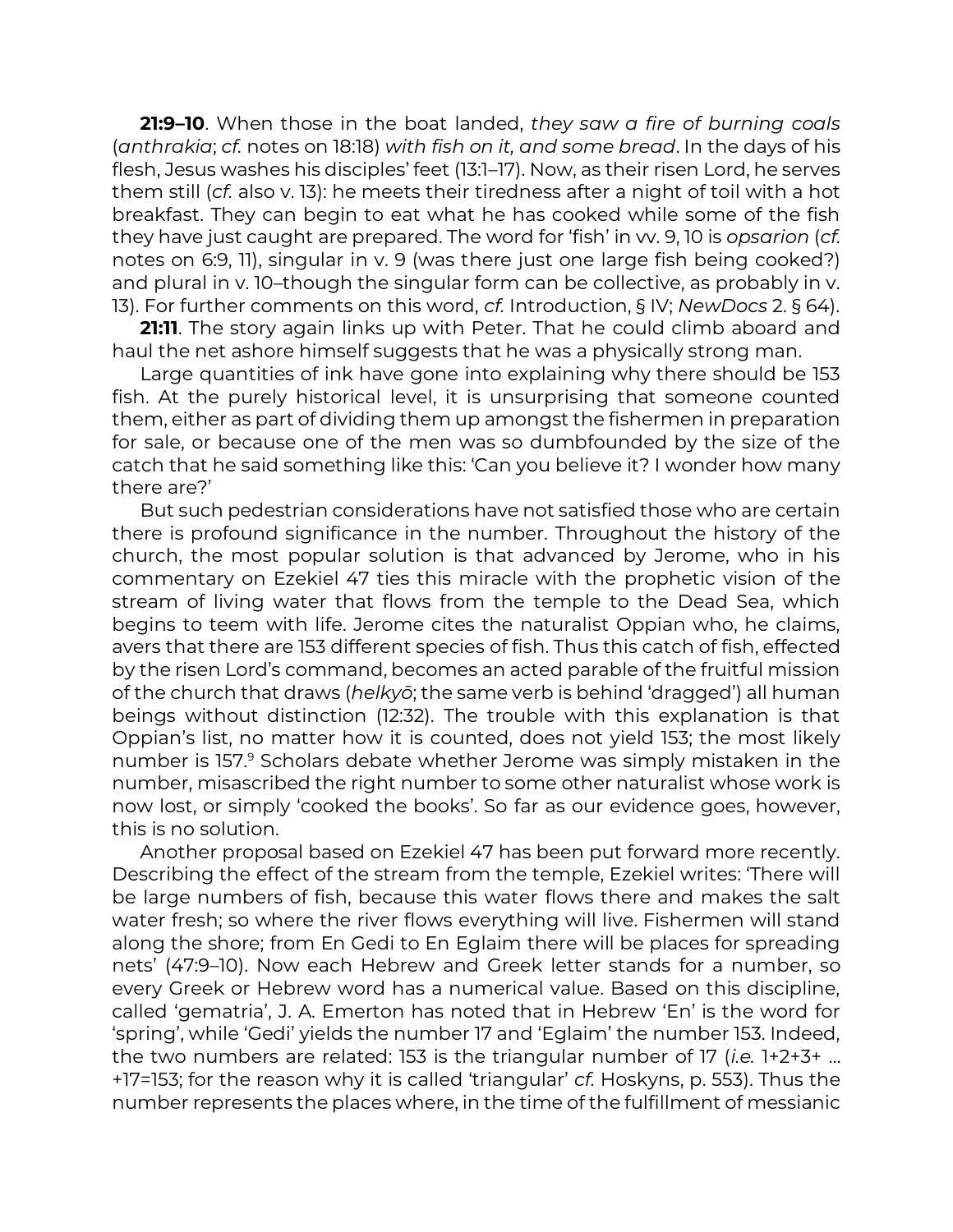**21:9–10**. When those in the boat landed, *they saw a fire of burning coals* (*anthrakia*; *cf.* notes on 18:18) *with fish on it, and some bread*. In the days of his flesh, Jesus washes his disciples' feet (13:1–17). Now, as their risen Lord, he serves them still (*cf.* also v. 13): he meets their tiredness after a night of toil with a hot breakfast. They can begin to eat what he has cooked while some of the fish they have just caught are prepared. The word for 'fish' in vv. 9, 10 is *opsarion* (*cf.* notes on 6:9, 11), singular in v. 9 (was there just one large fish being cooked?) and plural in v. 10–though the singular form can be collective, as probably in v. 13). For further comments on this word, *cf.* Introduction, § IV; *NewDocs* 2. § 64).

**21:11**. The story again links up with Peter. That he could climb aboard and haul the net ashore himself suggests that he was a physically strong man.

Large quantities of ink have gone into explaining why there should be 153 fish. At the purely historical level, it is unsurprising that someone counted them, either as part of dividing them up amongst the fishermen in preparation for sale, or because one of the men was so dumbfounded by the size of the catch that he said something like this: 'Can you believe it? I wonder how many there are?'

But such pedestrian considerations have not satisfied those who are certain there is profound significance in the number. Throughout the history of the church, the most popular solution is that advanced by Jerome, who in his commentary on Ezekiel 47 ties this miracle with the prophetic vision of the stream of living water that flows from the temple to the Dead Sea, which begins to teem with life. Jerome cites the naturalist Oppian who, he claims, avers that there are 153 different species of fish. Thus this catch of fish, effected by the risen Lord's command, becomes an acted parable of the fruitful mission of the church that draws (*helkyō*; the same verb is behind 'dragged') all human beings without distinction (12:32). The trouble with this explanation is that Oppian's list, no matter how it is counted, does not yield 153; the most likely number is 157.[9] Scholars debate whether Jerome was simply mistaken in the number, misascribed the right number to some other naturalist whose work is now lost, or simply 'cooked the books'. So far as our evidence goes, however, this is no solution.

Another proposal based on Ezekiel 47 has been put forward more recently. Describing the effect of the stream from the temple, Ezekiel writes: 'There will be large numbers of fish, because this water flows there and makes the salt water fresh; so where the river flows everything will live. Fishermen will stand along the shore; from En Gedi to En Eglaim there will be places for spreading nets' (47:9–10). Now each Hebrew and Greek letter stands for a number, so every Greek or Hebrew word has a numerical value. Based on this discipline, called 'gematria', J. A. Emerton has noted that in Hebrew 'En' is the word for 'spring', while 'Gedi' yields the number 17 and 'Eglaim' the number 153. Indeed, the two numbers are related: 153 is the triangular number of 17 (*i.e.* 1+2+3+ … +17=153; for the reason why it is called 'triangular' *cf.* Hoskyns, p. 553). Thus the number represents the places where, in the time of the fulfillment of messianic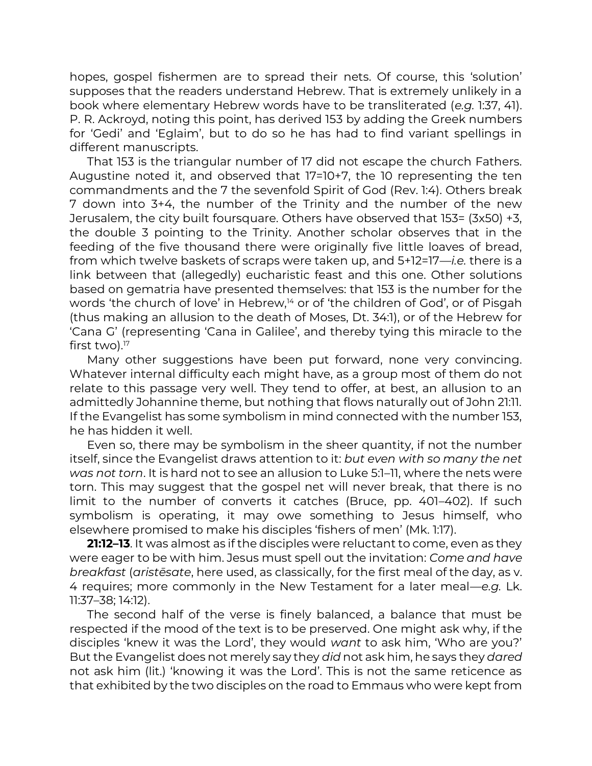hopes, gospel fishermen are to spread their nets. Of course, this 'solution' supposes that the readers understand Hebrew. That is extremely unlikely in a book where elementary Hebrew words have to be transliterated (*e.g.* 1:37, 41). P. R. Ackroyd, noting this point, has derived 153 by adding the Greek numbers for 'Gedi' and 'Eglaim', but to do so he has had to find variant spellings in different manuscripts.

That 153 is the triangular number of 17 did not escape the church Fathers. Augustine noted it, and observed that 17=10+7, the 10 representing the ten commandments and the 7 the sevenfold Spirit of God (Rev. 1:4). Others break 7 down into 3+4, the number of the Trinity and the number of the new Jerusalem, the city built foursquare. Others have observed that 153= (3x50) +3, the double 3 pointing to the Trinity. Another scholar observes that in the feeding of the five thousand there were originally five little loaves of bread, from which twelve baskets of scraps were taken up, and 5+12=17—*i.e.* there is a link between that (allegedly) eucharistic feast and this one. Other solutions based on gematria have presented themselves: that 153 is the number for the words 'the church of love' in Hebrew,[14] or of 'the children of God', or of Pisgah (thus making an allusion to the death of Moses, Dt. 34:1), or of the Hebrew for 'Cana G' (representing 'Cana in Galilee', and thereby tying this miracle to the first two).[17]

Many other suggestions have been put forward, none very convincing. Whatever internal difficulty each might have, as a group most of them do not relate to this passage very well. They tend to offer, at best, an allusion to an admittedly Johannine theme, but nothing that flows naturally out of John 21:11. If the Evangelist has some symbolism in mind connected with the number 153, he has hidden it well.

Even so, there may be symbolism in the sheer quantity, if not the number itself, since the Evangelist draws attention to it: *but even with so many the net was not torn*. It is hard not to see an allusion to Luke 5:1–11, where the nets were torn. This may suggest that the gospel net will never break, that there is no limit to the number of converts it catches (Bruce, pp. 401–402). If such symbolism is operating, it may owe something to Jesus himself, who elsewhere promised to make his disciples 'fishers of men' (Mk. 1:17).

**21:12–13**. It was almost as if the disciples were reluctant to come, even as they were eager to be with him. Jesus must spell out the invitation: *Come and have breakfast* (*aristēsate*, here used, as classically, for the first meal of the day, as v. 4 requires; more commonly in the New Testament for a later meal—*e.g.* Lk. 11:37–38; 14:12).

The second half of the verse is finely balanced, a balance that must be respected if the mood of the text is to be preserved. One might ask why, if the disciples 'knew it was the Lord', they would *want* to ask him, 'Who are you?' But the Evangelist does not merely say they *did* not ask him, he says they *dared* not ask him (lit.) 'knowing it was the Lord'. This is not the same reticence as that exhibited by the two disciples on the road to Emmaus who were kept from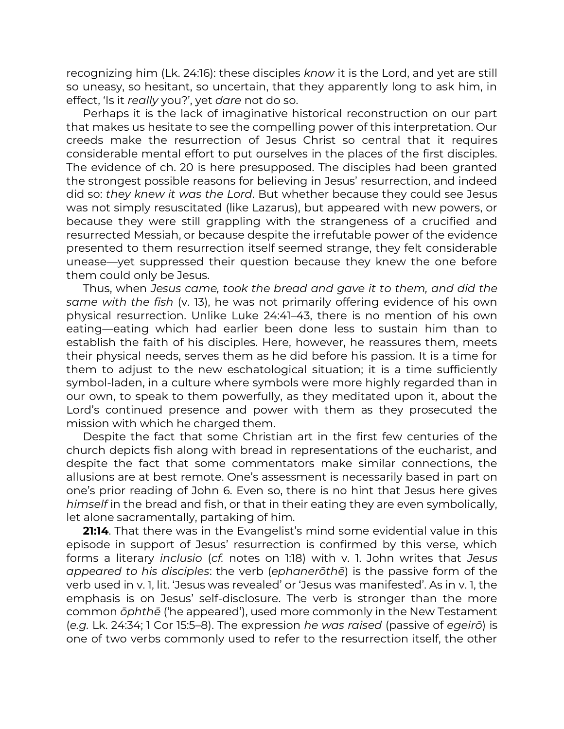recognizing him (Lk. 24:16): these disciples *know* it is the Lord, and yet are still so uneasy, so hesitant, so uncertain, that they apparently long to ask him, in effect, 'Is it *really* you?', yet *dare* not do so.

Perhaps it is the lack of imaginative historical reconstruction on our part that makes us hesitate to see the compelling power of this interpretation. Our creeds make the resurrection of Jesus Christ so central that it requires considerable mental effort to put ourselves in the places of the first disciples. The evidence of ch. 20 is here presupposed. The disciples had been granted the strongest possible reasons for believing in Jesus' resurrection, and indeed did so: *they knew it was the Lord*. But whether because they could see Jesus was not simply resuscitated (like Lazarus), but appeared with new powers, or because they were still grappling with the strangeness of a crucified and resurrected Messiah, or because despite the irrefutable power of the evidence presented to them resurrection itself seemed strange, they felt considerable unease—yet suppressed their question because they knew the one before them could only be Jesus.

Thus, when *Jesus came, took the bread and gave it to them, and did the same with the fish* (v. 13), he was not primarily offering evidence of his own physical resurrection. Unlike Luke 24:41–43, there is no mention of his own eating—eating which had earlier been done less to sustain him than to establish the faith of his disciples. Here, however, he reassures them, meets their physical needs, serves them as he did before his passion. It is a time for them to adjust to the new eschatological situation; it is a time sufficiently symbol-laden, in a culture where symbols were more highly regarded than in our own, to speak to them powerfully, as they meditated upon it, about the Lord's continued presence and power with them as they prosecuted the mission with which he charged them.

Despite the fact that some Christian art in the first few centuries of the church depicts fish along with bread in representations of the eucharist, and despite the fact that some commentators make similar connections, the allusions are at best remote. One's assessment is necessarily based in part on one's prior reading of John 6. Even so, there is no hint that Jesus here gives *himself* in the bread and fish, or that in their eating they are even symbolically, let alone sacramentally, partaking of him.

**21:14**. That there was in the Evangelist's mind some evidential value in this episode in support of Jesus' resurrection is confirmed by this verse, which forms a literary *inclusio* (*cf.* notes on 1:18) with v. 1. John writes that *Jesus appeared to his disciples*: the verb (*ephanerōthē*) is the passive form of the verb used in v. 1, lit. 'Jesus was revealed' or 'Jesus was manifested'. As in v. 1, the emphasis is on Jesus' self-disclosure. The verb is stronger than the more common *ōphthē* ('he appeared'), used more commonly in the New Testament (*e.g.* Lk. 24:34; 1 Cor 15:5–8). The expression *he was raised* (passive of *egeirō*) is one of two verbs commonly used to refer to the resurrection itself, the other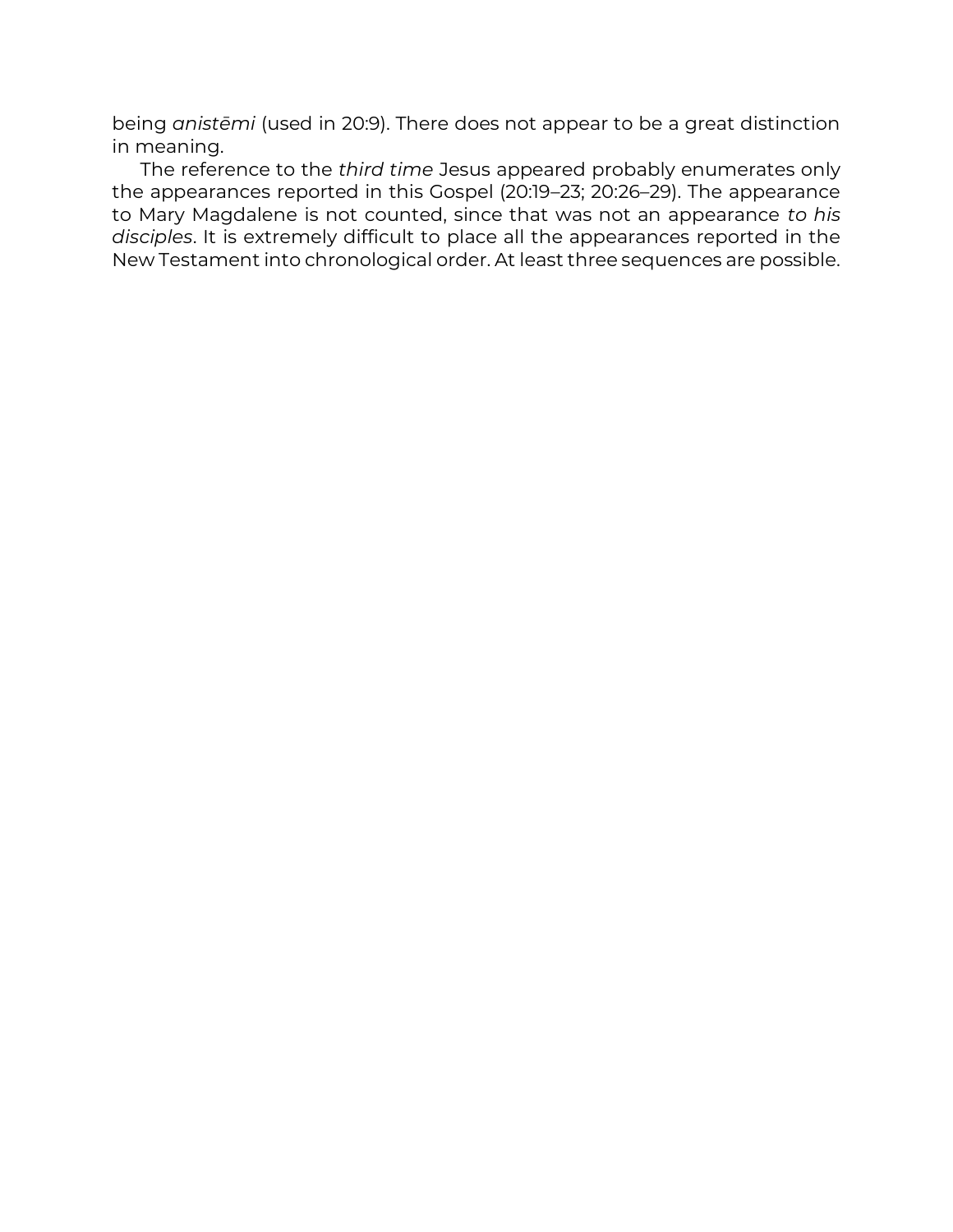being *anistēmi* (used in 20:9). There does not appear to be a great distinction in meaning.

The reference to the *third time* Jesus appeared probably enumerates only the appearances reported in this Gospel (20:19–23; 20:26–29). The appearance to Mary Magdalene is not counted, since that was not an appearance *to his disciples*. It is extremely difficult to place all the appearances reported in the New Testament into chronological order. At least three sequences are possible.